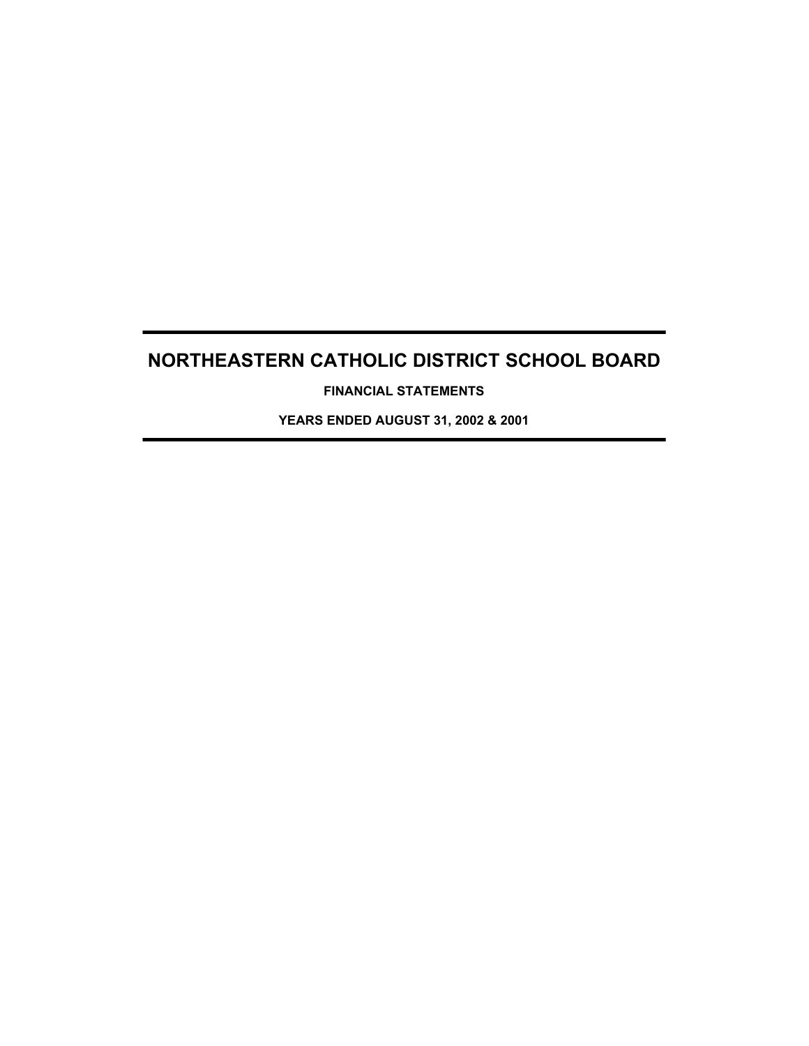# NORTHEASTERN CATHOLIC DISTRICT SCHOOL BOARD

**FINANCIAL STATEMENTS**

**YEARS ENDED AUGUST 31, 2002 & 2001**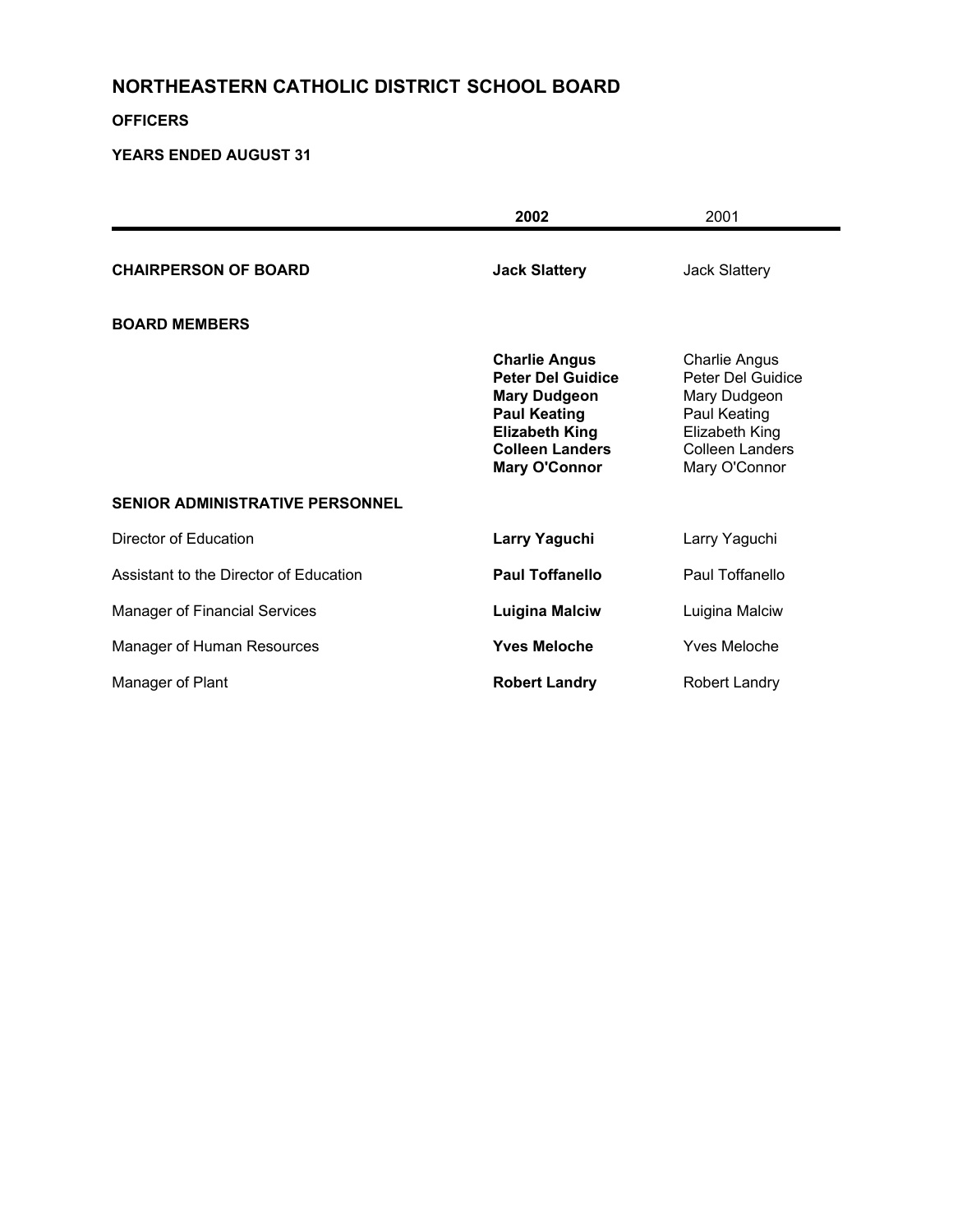# NORTHEASTERN CATHOLIC DISTRICT SCHOOL BOARD

**OFFICERS**

**YEARS ENDED AUGUST 31**

| | **2002** | 2001 |
|---|---|---|
| **CHAIRPERSON OF BOARD** | **Jack Slattery** | Jack Slattery |
| **BOARD MEMBERS** | | |
| | **Charlie Angus** | Charlie Angus |
| | **Peter Del Guidice** | Peter Del Guidice |
| | **Mary Dudgeon** | Mary Dudgeon |
| | **Paul Keating** | Paul Keating |
| | **Elizabeth King** | Elizabeth King |
| | **Colleen Landers** | Colleen Landers |
| | **Mary O'Connor** | Mary O'Connor |
| **SENIOR ADMINISTRATIVE PERSONNEL** | | |
| Director of Education | **Larry Yaguchi** | Larry Yaguchi |
| Assistant to the Director of Education | **Paul Toffanello** | Paul Toffanello |
| Manager of Financial Services | **Luigina Malciw** | Luigina Malciw |
| Manager of Human Resources | **Yves Meloche** | Yves Meloche |
| Manager of Plant | **Robert Landry** | Robert Landry |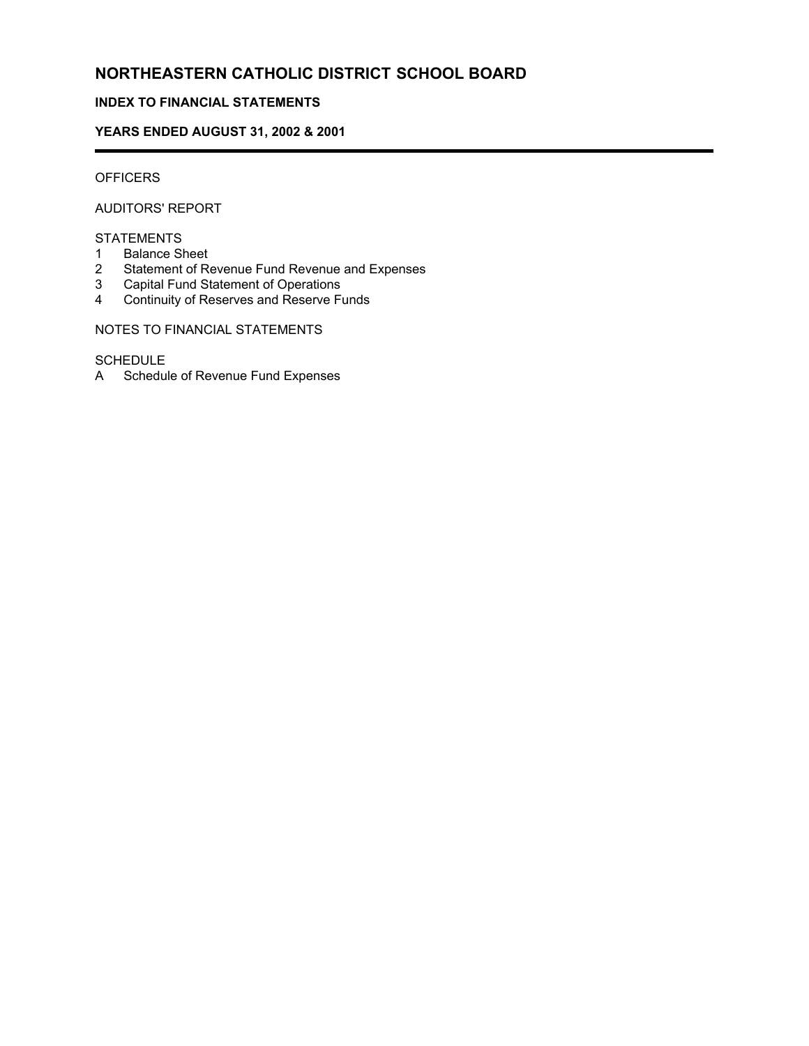# NORTHEASTERN CATHOLIC DISTRICT SCHOOL BOARD

**INDEX TO FINANCIAL STATEMENTS**

**YEARS ENDED AUGUST 31, 2002 & 2001**

OFFICERS

AUDITORS' REPORT

STATEMENTS

1 Balance Sheet
2 Statement of Revenue Fund Revenue and Expenses
3 Capital Fund Statement of Operations
4 Continuity of Reserves and Reserve Funds

NOTES TO FINANCIAL STATEMENTS

SCHEDULE

A Schedule of Revenue Fund Expenses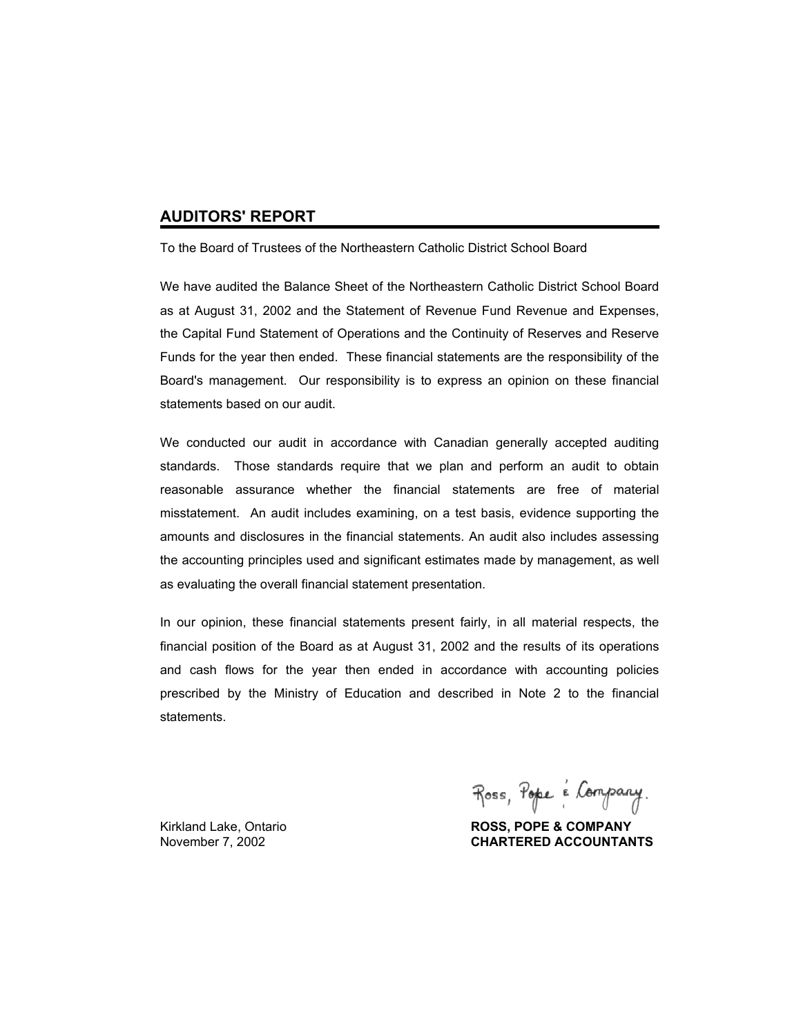## AUDITORS' REPORT

To the Board of Trustees of the Northeastern Catholic District School Board

We have audited the Balance Sheet of the Northeastern Catholic District School Board as at August 31, 2002 and the Statement of Revenue Fund Revenue and Expenses, the Capital Fund Statement of Operations and the Continuity of Reserves and Reserve Funds for the year then ended. These financial statements are the responsibility of the Board's management. Our responsibility is to express an opinion on these financial statements based on our audit.

We conducted our audit in accordance with Canadian generally accepted auditing standards. Those standards require that we plan and perform an audit to obtain reasonable assurance whether the financial statements are free of material misstatement. An audit includes examining, on a test basis, evidence supporting the amounts and disclosures in the financial statements. An audit also includes assessing the accounting principles used and significant estimates made by management, as well as evaluating the overall financial statement presentation.

In our opinion, these financial statements present fairly, in all material respects, the financial position of the Board as at August 31, 2002 and the results of its operations and cash flows for the year then ended in accordance with accounting policies prescribed by the Ministry of Education and described in Note 2 to the financial statements.

Ross, Pope & Company.

Kirkland Lake, Ontario
November 7, 2002

**ROSS, POPE & COMPANY**
**CHARTERED ACCOUNTANTS**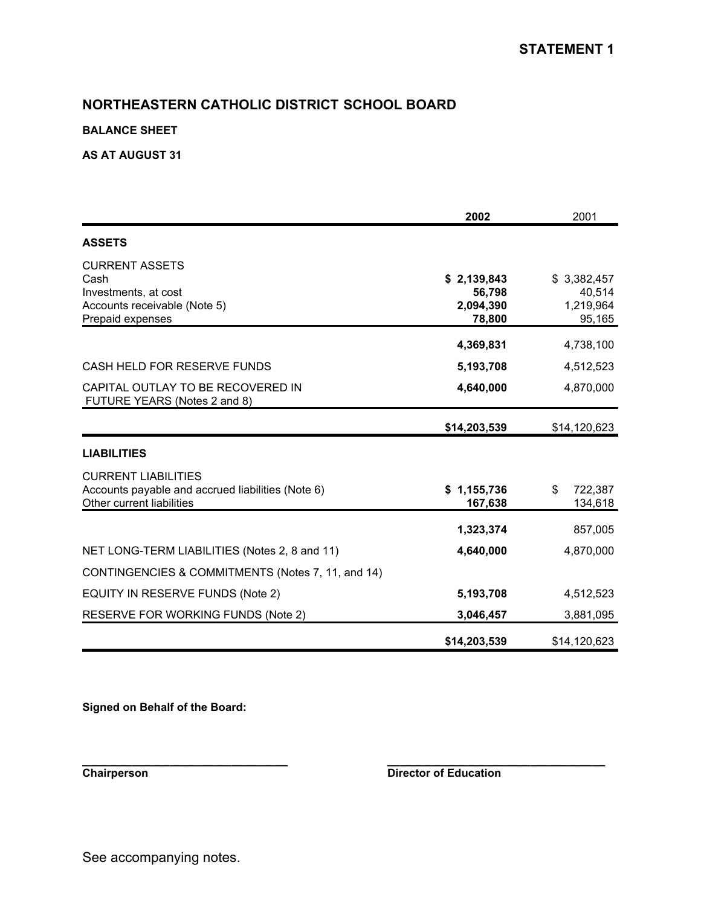**STATEMENT 1**

## NORTHEASTERN CATHOLIC DISTRICT SCHOOL BOARD

**BALANCE SHEET**

**AS AT AUGUST 31**

| | **2002** | 2001 |
|---|---|---|
| **ASSETS** | | |
| CURRENT ASSETS | | |
| Cash | **$ 2,139,843** | $ 3,382,457 |
| Investments, at cost | **56,798** | 40,514 |
| Accounts receivable (Note 5) | **2,094,390** | 1,219,964 |
| Prepaid expenses | **78,800** | 95,165 |
| | **4,369,831** | 4,738,100 |
| CASH HELD FOR RESERVE FUNDS | **5,193,708** | 4,512,523 |
| CAPITAL OUTLAY TO BE RECOVERED IN FUTURE YEARS (Notes 2 and 8) | **4,640,000** | 4,870,000 |
| | **$14,203,539** | $14,120,623 |
| **LIABILITIES** | | |
| CURRENT LIABILITIES | | |
| Accounts payable and accrued liabilities (Note 6) | **$ 1,155,736** | $ 722,387 |
| Other current liabilities | **167,638** | 134,618 |
| | **1,323,374** | 857,005 |
| NET LONG-TERM LIABILITIES (Notes 2, 8 and 11) | **4,640,000** | 4,870,000 |
| CONTINGENCIES & COMMITMENTS (Notes 7, 11, and 14) | | |
| EQUITY IN RESERVE FUNDS (Note 2) | **5,193,708** | 4,512,523 |
| RESERVE FOR WORKING FUNDS (Note 2) | **3,046,457** | 3,881,095 |
| | **$14,203,539** | $14,120,623 |

**Signed on Behalf of the Board:**

**Chairperson** **Director of Education**

See accompanying notes.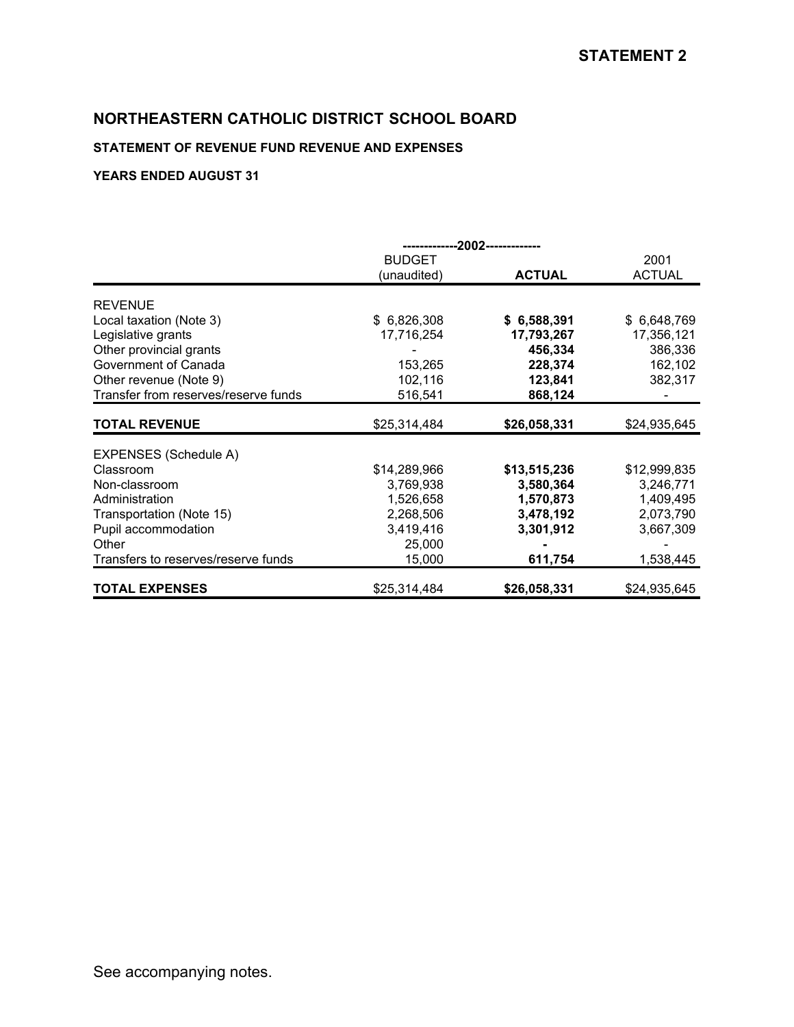**STATEMENT 2**

## NORTHEASTERN CATHOLIC DISTRICT SCHOOL BOARD

### STATEMENT OF REVENUE FUND REVENUE AND EXPENSES

### YEARS ENDED AUGUST 31

| | -------------2002------------- | | |
|---|---|---|---|
| | BUDGET (unaudited) | **ACTUAL** | 2001 ACTUAL |
| REVENUE | | | |
| Local taxation (Note 3) | $ 6,826,308 | **$ 6,588,391** | $ 6,648,769 |
| Legislative grants | 17,716,254 | **17,793,267** | 17,356,121 |
| Other provincial grants | - | **456,334** | 386,336 |
| Government of Canada | 153,265 | **228,374** | 162,102 |
| Other revenue (Note 9) | 102,116 | **123,841** | 382,317 |
| Transfer from reserves/reserve funds | 516,541 | **868,124** | - |
| **TOTAL REVENUE** | $25,314,484 | **$26,058,331** | $24,935,645 |
| EXPENSES (Schedule A) | | | |
| Classroom | $14,289,966 | **$13,515,236** | $12,999,835 |
| Non-classroom | 3,769,938 | **3,580,364** | 3,246,771 |
| Administration | 1,526,658 | **1,570,873** | 1,409,495 |
| Transportation (Note 15) | 2,268,506 | **3,478,192** | 2,073,790 |
| Pupil accommodation | 3,419,416 | **3,301,912** | 3,667,309 |
| Other | 25,000 | **-** | - |
| Transfers to reserves/reserve funds | 15,000 | **611,754** | 1,538,445 |
| **TOTAL EXPENSES** | $25,314,484 | **$26,058,331** | $24,935,645 |

See accompanying notes.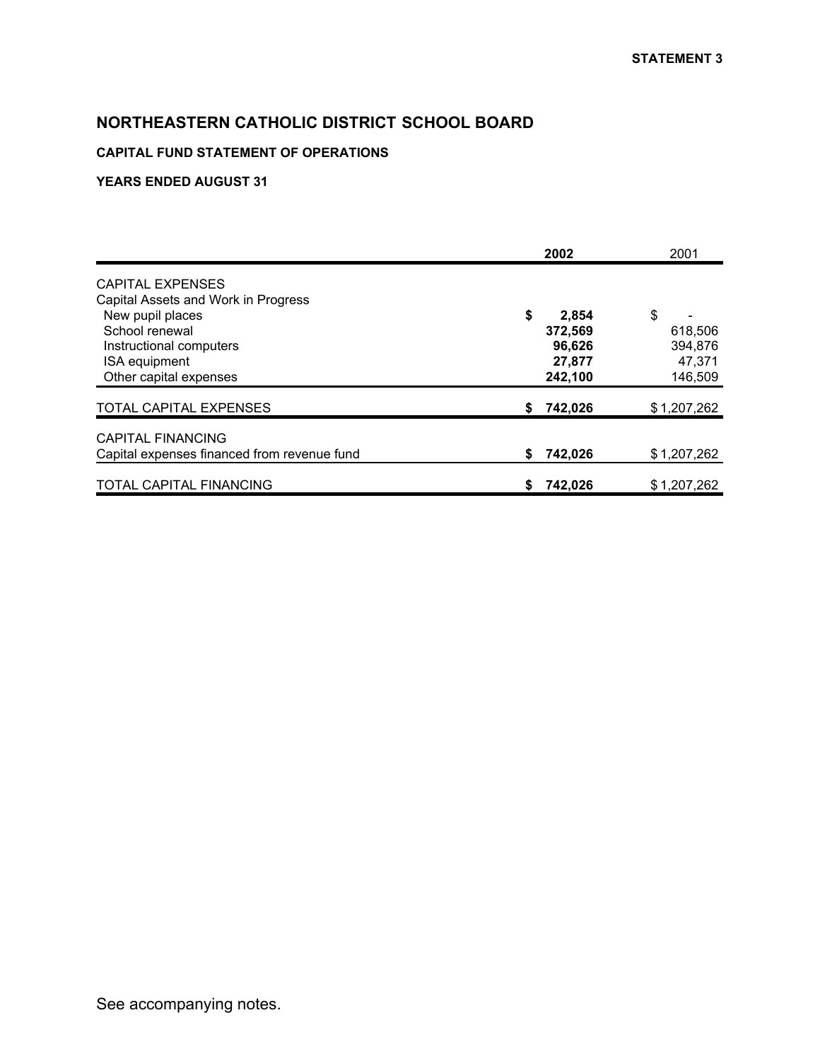**STATEMENT 3**

# NORTHEASTERN CATHOLIC DISTRICT SCHOOL BOARD

### CAPITAL FUND STATEMENT OF OPERATIONS

### YEARS ENDED AUGUST 31

| | 2002 | 2001 |
|---|---|---|
| CAPITAL EXPENSES | | |
| Capital Assets and Work in Progress | | |
| New pupil places | **$ 2,854** | $ - |
| School renewal | **372,569** | 618,506 |
| Instructional computers | **96,626** | 394,876 |
| ISA equipment | **27,877** | 47,371 |
| Other capital expenses | **242,100** | 146,509 |
| TOTAL CAPITAL EXPENSES | **$ 742,026** | $ 1,207,262 |
| CAPITAL FINANCING | | |
| Capital expenses financed from revenue fund | **$ 742,026** | $ 1,207,262 |
| TOTAL CAPITAL FINANCING | **$ 742,026** | $ 1,207,262 |

See accompanying notes.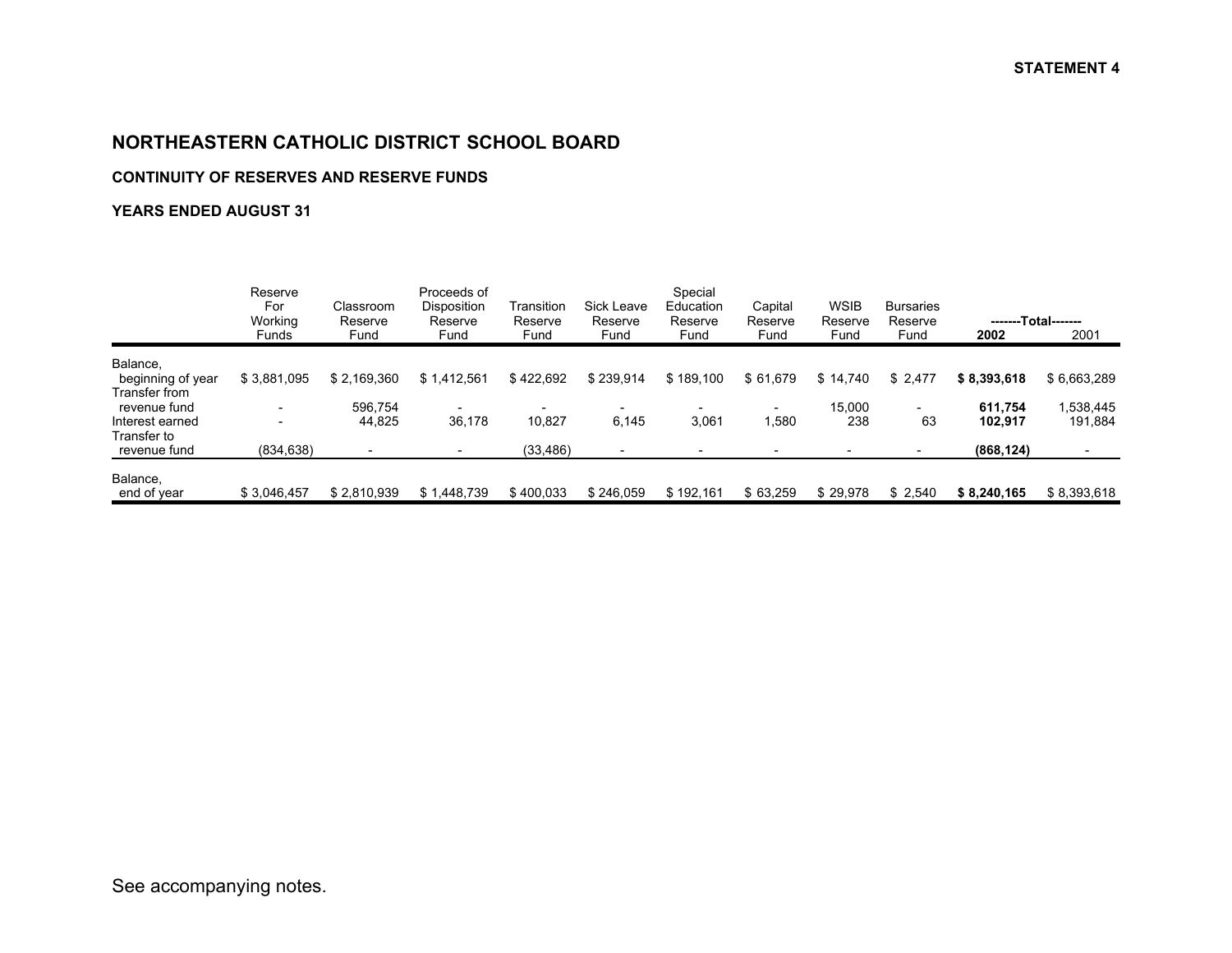**STATEMENT 4**

# NORTHEASTERN CATHOLIC DISTRICT SCHOOL BOARD

## CONTINUITY OF RESERVES AND RESERVE FUNDS

### YEARS ENDED AUGUST 31

| | Reserve For Working Funds | Classroom Reserve Fund | Proceeds of Disposition Reserve Fund | Transition Reserve Fund | Sick Leave Reserve Fund | Special Education Reserve Fund | Capital Reserve Fund | WSIB Reserve Fund | Bursaries Reserve Fund | -------Total------- | |
|---|---|---|---|---|---|---|---|---|---|---|---|
| | | | | | | | | | | **2002** | 2001 |
| Balance, beginning of year | $ 3,881,095 | $ 2,169,360 | $ 1,412,561 | $ 422,692 | $ 239,914 | $ 189,100 | $ 61,679 | $ 14,740 | $ 2,477 | **$ 8,393,618** | $ 6,663,289 |
| Transfer from revenue fund | - | 596,754 | - | - | - | - | - | 15,000 | - | **611,754** | 1,538,445 |
| Interest earned | - | 44,825 | 36,178 | 10,827 | 6,145 | 3,061 | 1,580 | 238 | 63 | **102,917** | 191,884 |
| Transfer to revenue fund | (834,638) | - | - | (33,486) | - | - | - | - | - | **(868,124)** | - |
| Balance, end of year | $ 3,046,457 | $ 2,810,939 | $ 1,448,739 | $ 400,033 | $ 246,059 | $ 192,161 | $ 63,259 | $ 29,978 | $ 2,540 | **$ 8,240,165** | $ 8,393,618 |

See accompanying notes.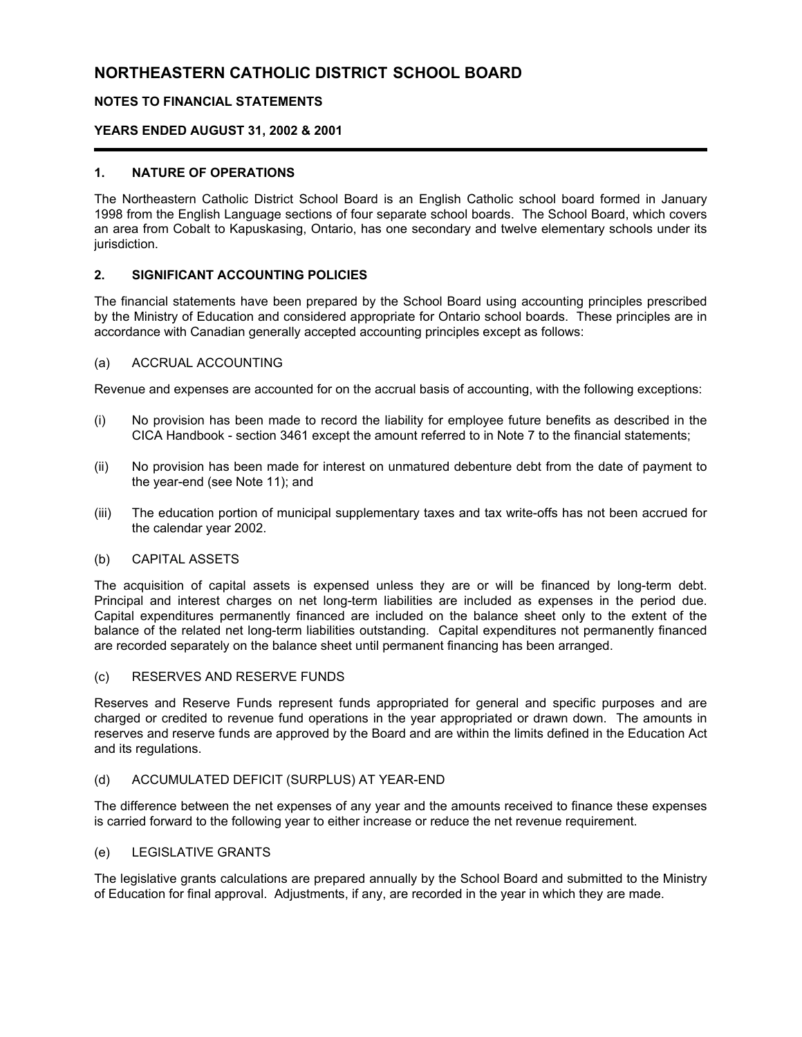# NORTHEASTERN CATHOLIC DISTRICT SCHOOL BOARD

## NOTES TO FINANCIAL STATEMENTS

## YEARS ENDED AUGUST 31, 2002 & 2001

### 1. NATURE OF OPERATIONS

The Northeastern Catholic District School Board is an English Catholic school board formed in January 1998 from the English Language sections of four separate school boards. The School Board, which covers an area from Cobalt to Kapuskasing, Ontario, has one secondary and twelve elementary schools under its jurisdiction.

### 2. SIGNIFICANT ACCOUNTING POLICIES

The financial statements have been prepared by the School Board using accounting principles prescribed by the Ministry of Education and considered appropriate for Ontario school boards. These principles are in accordance with Canadian generally accepted accounting principles except as follows:

(a) ACCRUAL ACCOUNTING

Revenue and expenses are accounted for on the accrual basis of accounting, with the following exceptions:

(i) No provision has been made to record the liability for employee future benefits as described in the CICA Handbook - section 3461 except the amount referred to in Note 7 to the financial statements;

(ii) No provision has been made for interest on unmatured debenture debt from the date of payment to the year-end (see Note 11); and

(iii) The education portion of municipal supplementary taxes and tax write-offs has not been accrued for the calendar year 2002.

(b) CAPITAL ASSETS

The acquisition of capital assets is expensed unless they are or will be financed by long-term debt. Principal and interest charges on net long-term liabilities are included as expenses in the period due. Capital expenditures permanently financed are included on the balance sheet only to the extent of the balance of the related net long-term liabilities outstanding. Capital expenditures not permanently financed are recorded separately on the balance sheet until permanent financing has been arranged.

(c) RESERVES AND RESERVE FUNDS

Reserves and Reserve Funds represent funds appropriated for general and specific purposes and are charged or credited to revenue fund operations in the year appropriated or drawn down. The amounts in reserves and reserve funds are approved by the Board and are within the limits defined in the Education Act and its regulations.

(d) ACCUMULATED DEFICIT (SURPLUS) AT YEAR-END

The difference between the net expenses of any year and the amounts received to finance these expenses is carried forward to the following year to either increase or reduce the net revenue requirement.

(e) LEGISLATIVE GRANTS

The legislative grants calculations are prepared annually by the School Board and submitted to the Ministry of Education for final approval. Adjustments, if any, are recorded in the year in which they are made.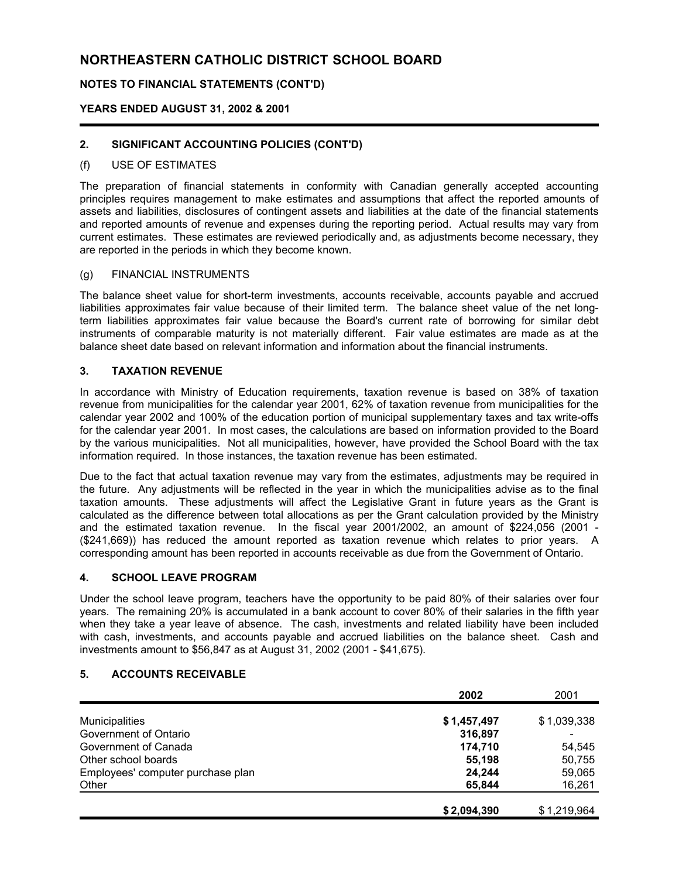# NORTHEASTERN CATHOLIC DISTRICT SCHOOL BOARD

**NOTES TO FINANCIAL STATEMENTS (CONT'D)**

**YEARS ENDED AUGUST 31, 2002 & 2001**

## 2. SIGNIFICANT ACCOUNTING POLICIES (CONT'D)

### (f) USE OF ESTIMATES

The preparation of financial statements in conformity with Canadian generally accepted accounting principles requires management to make estimates and assumptions that affect the reported amounts of assets and liabilities, disclosures of contingent assets and liabilities at the date of the financial statements and reported amounts of revenue and expenses during the reporting period. Actual results may vary from current estimates. These estimates are reviewed periodically and, as adjustments become necessary, they are reported in the periods in which they become known.

### (g) FINANCIAL INSTRUMENTS

The balance sheet value for short-term investments, accounts receivable, accounts payable and accrued liabilities approximates fair value because of their limited term. The balance sheet value of the net long-term liabilities approximates fair value because the Board's current rate of borrowing for similar debt instruments of comparable maturity is not materially different. Fair value estimates are made as at the balance sheet date based on relevant information and information about the financial instruments.

## 3. TAXATION REVENUE

In accordance with Ministry of Education requirements, taxation revenue is based on 38% of taxation revenue from municipalities for the calendar year 2001, 62% of taxation revenue from municipalities for the calendar year 2002 and 100% of the education portion of municipal supplementary taxes and tax write-offs for the calendar year 2001. In most cases, the calculations are based on information provided to the Board by the various municipalities. Not all municipalities, however, have provided the School Board with the tax information required. In those instances, the taxation revenue has been estimated.

Due to the fact that actual taxation revenue may vary from the estimates, adjustments may be required in the future. Any adjustments will be reflected in the year in which the municipalities advise as to the final taxation amounts. These adjustments will affect the Legislative Grant in future years as the Grant is calculated as the difference between total allocations as per the Grant calculation provided by the Ministry and the estimated taxation revenue. In the fiscal year 2001/2002, an amount of $224,056 (2001 - ($241,669)) has reduced the amount reported as taxation revenue which relates to prior years. A corresponding amount has been reported in accounts receivable as due from the Government of Ontario.

## 4. SCHOOL LEAVE PROGRAM

Under the school leave program, teachers have the opportunity to be paid 80% of their salaries over four years. The remaining 20% is accumulated in a bank account to cover 80% of their salaries in the fifth year when they take a year leave of absence. The cash, investments and related liability have been included with cash, investments, and accounts payable and accrued liabilities on the balance sheet. Cash and investments amount to $56,847 as at August 31, 2002 (2001 - $41,675).

## 5. ACCOUNTS RECEIVABLE

| | **2002** | 2001 |
|---|---|---|
| Municipalities | **$ 1,457,497** | $ 1,039,338 |
| Government of Ontario | **316,897** | - |
| Government of Canada | **174,710** | 54,545 |
| Other school boards | **55,198** | 50,755 |
| Employees' computer purchase plan | **24,244** | 59,065 |
| Other | **65,844** | 16,261 |
| | **$ 2,094,390** | $ 1,219,964 |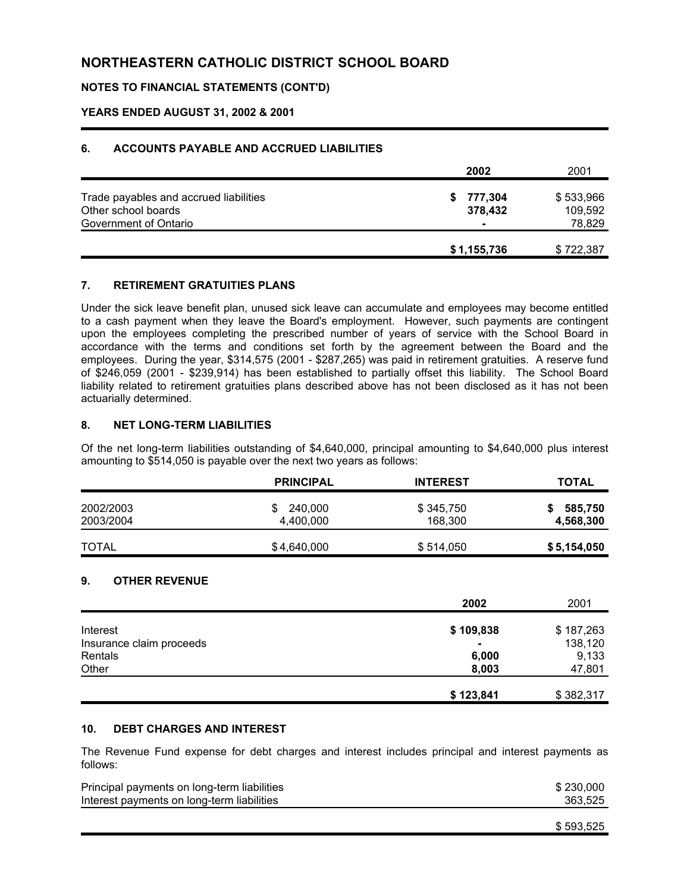# NORTHEASTERN CATHOLIC DISTRICT SCHOOL BOARD

**NOTES TO FINANCIAL STATEMENTS (CONT'D)**

**YEARS ENDED AUGUST 31, 2002 & 2001**

## 6. ACCOUNTS PAYABLE AND ACCRUED LIABILITIES

| | **2002** | 2001 |
|---|---|---|
| Trade payables and accrued liabilities | **$ 777,304** | $ 533,966 |
| Other school boards | **378,432** | 109,592 |
| Government of Ontario | **-** | 78,829 |
| | **$ 1,155,736** | $ 722,387 |

## 7. RETIREMENT GRATUITIES PLANS

Under the sick leave benefit plan, unused sick leave can accumulate and employees may become entitled to a cash payment when they leave the Board's employment. However, such payments are contingent upon the employees completing the prescribed number of years of service with the School Board in accordance with the terms and conditions set forth by the agreement between the Board and the employees. During the year, $314,575 (2001 - $287,265) was paid in retirement gratuities. A reserve fund of $246,059 (2001 - $239,914) has been established to partially offset this liability. The School Board liability related to retirement gratuities plans described above has not been disclosed as it has not been actuarially determined.

## 8. NET LONG-TERM LIABILITIES

Of the net long-term liabilities outstanding of $4,640,000, principal amounting to $4,640,000 plus interest amounting to $514,050 is payable over the next two years as follows:

| | **PRINCIPAL** | **INTEREST** | **TOTAL** |
|---|---|---|---|
| 2002/2003 | $ 240,000 | $ 345,750 | **$ 585,750** |
| 2003/2004 | 4,400,000 | 168,300 | **4,568,300** |
| TOTAL | $ 4,640,000 | $ 514,050 | **$ 5,154,050** |

## 9. OTHER REVENUE

| | **2002** | 2001 |
|---|---|---|
| Interest | **$ 109,838** | $ 187,263 |
| Insurance claim proceeds | **-** | 138,120 |
| Rentals | **6,000** | 9,133 |
| Other | **8,003** | 47,801 |
| | **$ 123,841** | $ 382,317 |

## 10. DEBT CHARGES AND INTEREST

The Revenue Fund expense for debt charges and interest includes principal and interest payments as follows:

| | |
|---|---|
| Principal payments on long-term liabilities | $ 230,000 |
| Interest payments on long-term liabilities | 363,525 |
| | $ 593,525 |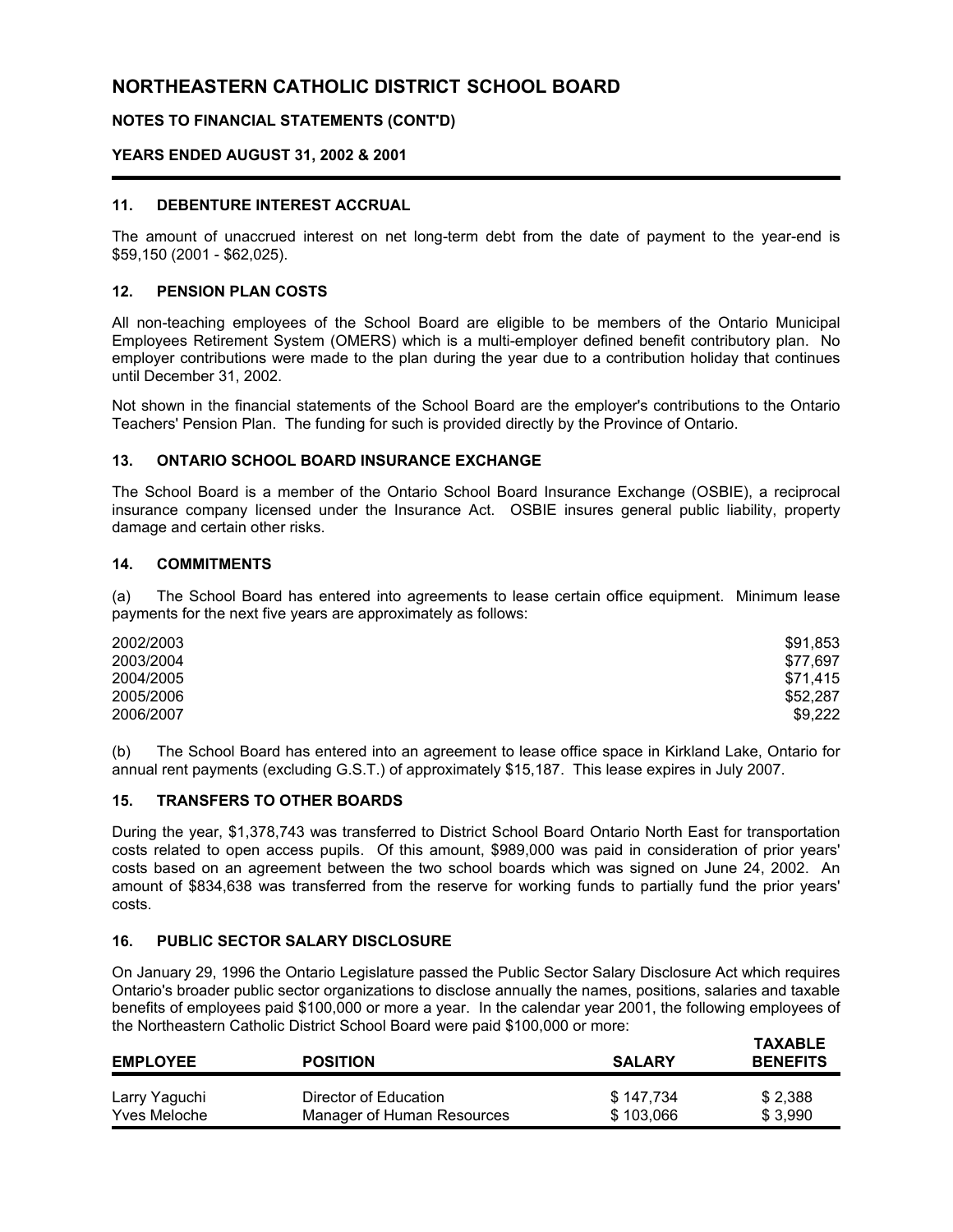# NORTHEASTERN CATHOLIC DISTRICT SCHOOL BOARD

**NOTES TO FINANCIAL STATEMENTS (CONT'D)**

**YEARS ENDED AUGUST 31, 2002 & 2001**

### 11. DEBENTURE INTEREST ACCRUAL

The amount of unaccrued interest on net long-term debt from the date of payment to the year-end is $59,150 (2001 - $62,025).

### 12. PENSION PLAN COSTS

All non-teaching employees of the School Board are eligible to be members of the Ontario Municipal Employees Retirement System (OMERS) which is a multi-employer defined benefit contributory plan. No employer contributions were made to the plan during the year due to a contribution holiday that continues until December 31, 2002.

Not shown in the financial statements of the School Board are the employer's contributions to the Ontario Teachers' Pension Plan. The funding for such is provided directly by the Province of Ontario.

### 13. ONTARIO SCHOOL BOARD INSURANCE EXCHANGE

The School Board is a member of the Ontario School Board Insurance Exchange (OSBIE), a reciprocal insurance company licensed under the Insurance Act. OSBIE insures general public liability, property damage and certain other risks.

### 14. COMMITMENTS

(a) The School Board has entered into agreements to lease certain office equipment. Minimum lease payments for the next five years are approximately as follows:

| | |
|---|---:|
| 2002/2003 | $91,853 |
| 2003/2004 | $77,697 |
| 2004/2005 | $71,415 |
| 2005/2006 | $52,287 |
| 2006/2007 | $9,222 |

(b) The School Board has entered into an agreement to lease office space in Kirkland Lake, Ontario for annual rent payments (excluding G.S.T.) of approximately $15,187. This lease expires in July 2007.

### 15. TRANSFERS TO OTHER BOARDS

During the year, $1,378,743 was transferred to District School Board Ontario North East for transportation costs related to open access pupils. Of this amount, $989,000 was paid in consideration of prior years' costs based on an agreement between the two school boards which was signed on June 24, 2002. An amount of $834,638 was transferred from the reserve for working funds to partially fund the prior years' costs.

### 16. PUBLIC SECTOR SALARY DISCLOSURE

On January 29, 1996 the Ontario Legislature passed the Public Sector Salary Disclosure Act which requires Ontario's broader public sector organizations to disclose annually the names, positions, salaries and taxable benefits of employees paid $100,000 or more a year. In the calendar year 2001, the following employees of the Northeastern Catholic District School Board were paid $100,000 or more:

| EMPLOYEE | POSITION | SALARY | TAXABLE BENEFITS |
|---|---|---:|---:|
| Larry Yaguchi | Director of Education | $ 147,734 | $ 2,388 |
| Yves Meloche | Manager of Human Resources | $ 103,066 | $ 3,990 |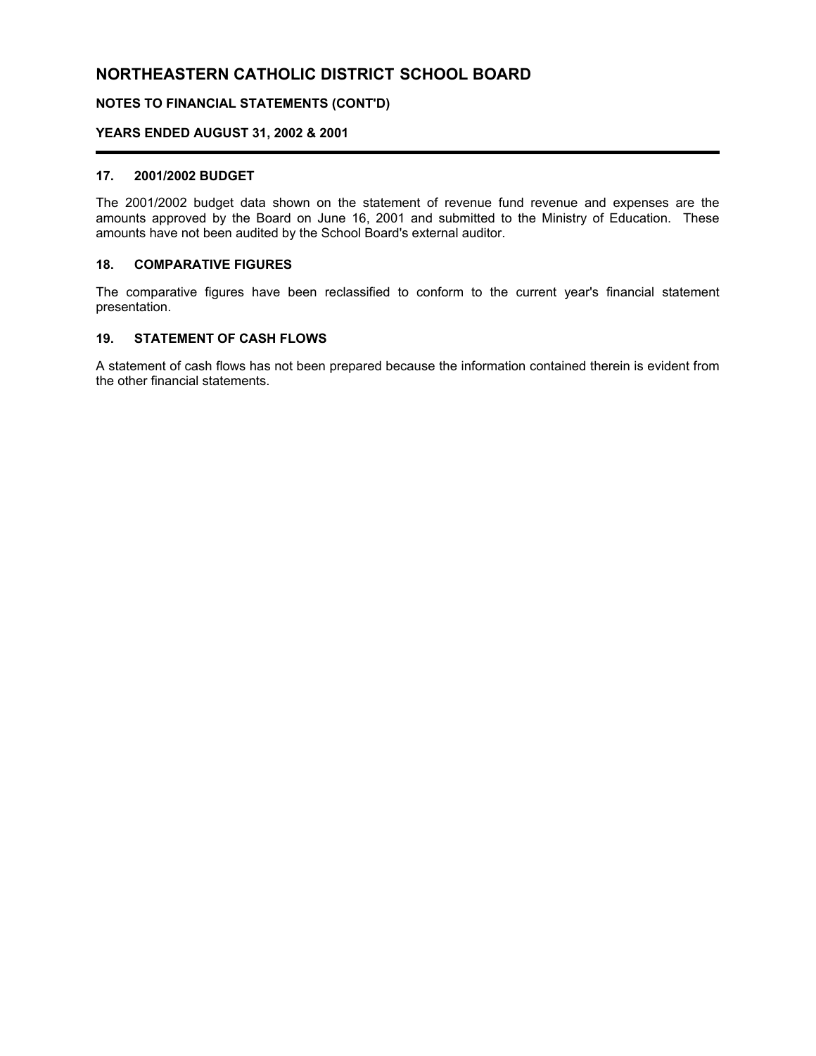# NORTHEASTERN CATHOLIC DISTRICT SCHOOL BOARD

**NOTES TO FINANCIAL STATEMENTS (CONT'D)**

**YEARS ENDED AUGUST 31, 2002 & 2001**

## 17. 2001/2002 BUDGET

The 2001/2002 budget data shown on the statement of revenue fund revenue and expenses are the amounts approved by the Board on June 16, 2001 and submitted to the Ministry of Education. These amounts have not been audited by the School Board's external auditor.

## 18. COMPARATIVE FIGURES

The comparative figures have been reclassified to conform to the current year's financial statement presentation.

## 19. STATEMENT OF CASH FLOWS

A statement of cash flows has not been prepared because the information contained therein is evident from the other financial statements.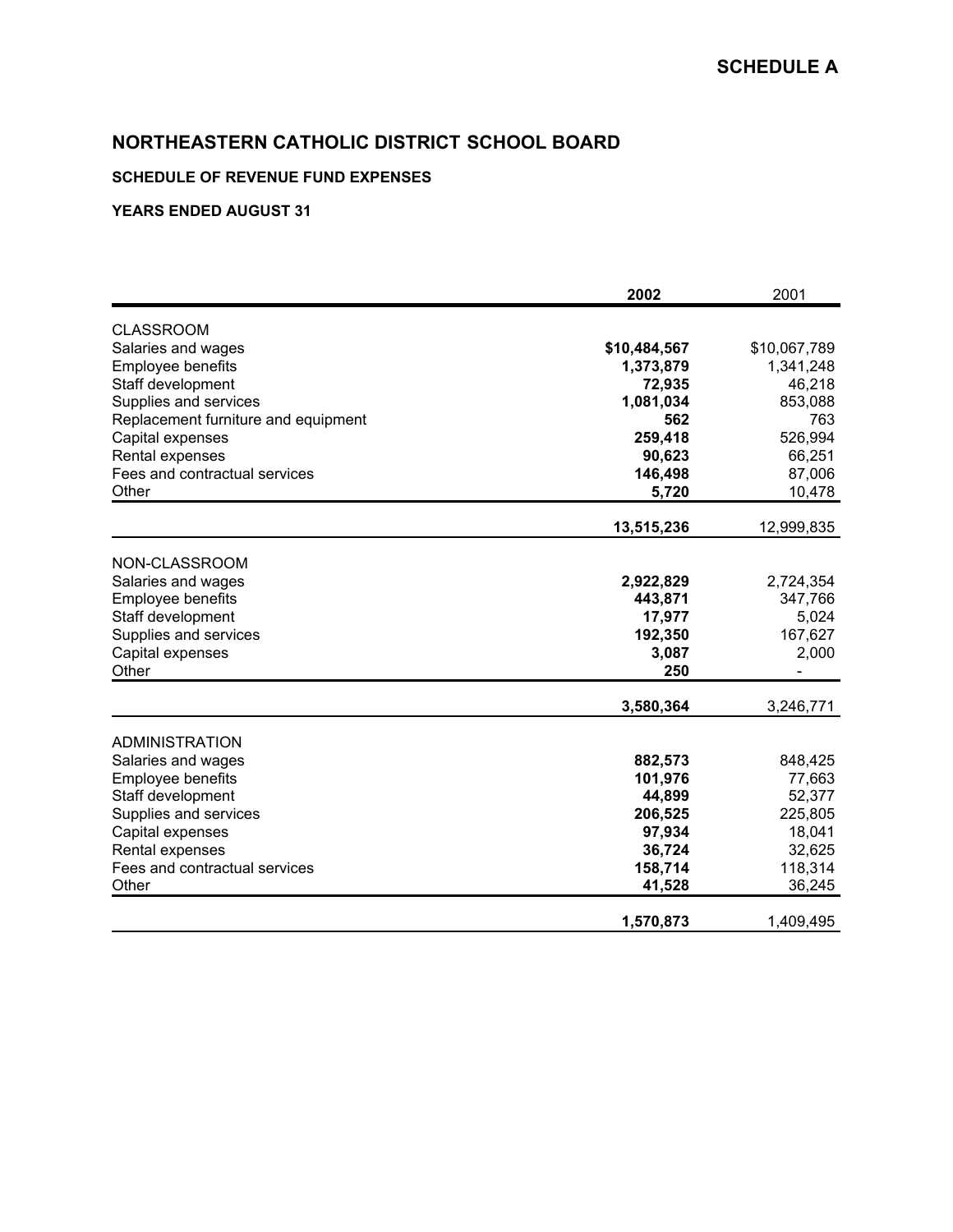**SCHEDULE A**

# NORTHEASTERN CATHOLIC DISTRICT SCHOOL BOARD

### SCHEDULE OF REVENUE FUND EXPENSES

### YEARS ENDED AUGUST 31

| | **2002** | 2001 |
|---|---|---|
| CLASSROOM | | |
| Salaries and wages | **$10,484,567** | $10,067,789 |
| Employee benefits | **1,373,879** | 1,341,248 |
| Staff development | **72,935** | 46,218 |
| Supplies and services | **1,081,034** | 853,088 |
| Replacement furniture and equipment | **562** | 763 |
| Capital expenses | **259,418** | 526,994 |
| Rental expenses | **90,623** | 66,251 |
| Fees and contractual services | **146,498** | 87,006 |
| Other | **5,720** | 10,478 |
| | **13,515,236** | 12,999,835 |
| NON-CLASSROOM | | |
| Salaries and wages | **2,922,829** | 2,724,354 |
| Employee benefits | **443,871** | 347,766 |
| Staff development | **17,977** | 5,024 |
| Supplies and services | **192,350** | 167,627 |
| Capital expenses | **3,087** | 2,000 |
| Other | **250** | - |
| | **3,580,364** | 3,246,771 |
| ADMINISTRATION | | |
| Salaries and wages | **882,573** | 848,425 |
| Employee benefits | **101,976** | 77,663 |
| Staff development | **44,899** | 52,377 |
| Supplies and services | **206,525** | 225,805 |
| Capital expenses | **97,934** | 18,041 |
| Rental expenses | **36,724** | 32,625 |
| Fees and contractual services | **158,714** | 118,314 |
| Other | **41,528** | 36,245 |
| | **1,570,873** | 1,409,495 |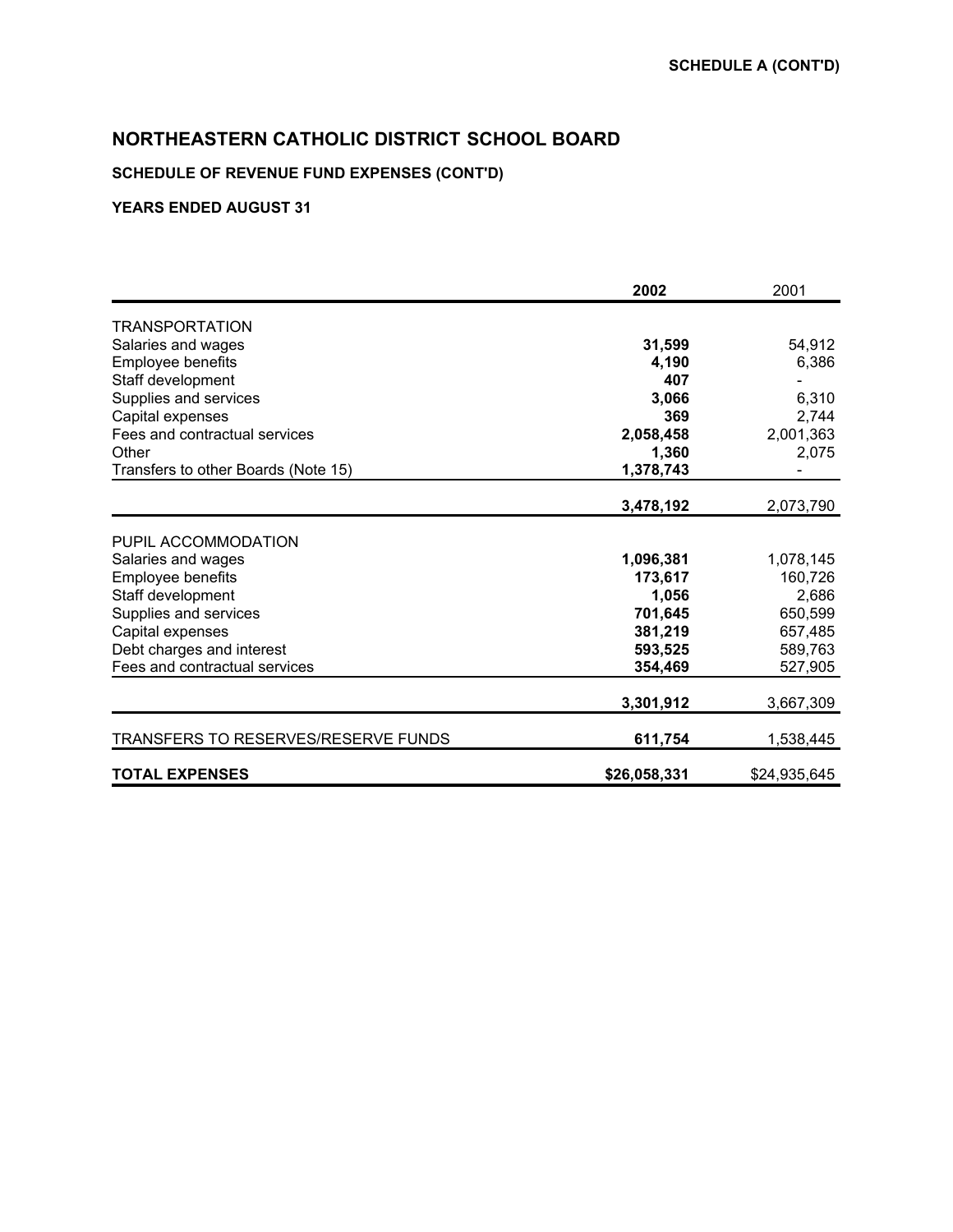SCHEDULE A (CONT'D)

# NORTHEASTERN CATHOLIC DISTRICT SCHOOL BOARD

## SCHEDULE OF REVENUE FUND EXPENSES (CONT'D)

### YEARS ENDED AUGUST 31

| | 2002 | 2001 |
|---|---|---|
| TRANSPORTATION | | |
| Salaries and wages | **31,599** | 54,912 |
| Employee benefits | **4,190** | 6,386 |
| Staff development | **407** | - |
| Supplies and services | **3,066** | 6,310 |
| Capital expenses | **369** | 2,744 |
| Fees and contractual services | **2,058,458** | 2,001,363 |
| Other | **1,360** | 2,075 |
| Transfers to other Boards (Note 15) | **1,378,743** | - |
| | **3,478,192** | 2,073,790 |
| PUPIL ACCOMMODATION | | |
| Salaries and wages | **1,096,381** | 1,078,145 |
| Employee benefits | **173,617** | 160,726 |
| Staff development | **1,056** | 2,686 |
| Supplies and services | **701,645** | 650,599 |
| Capital expenses | **381,219** | 657,485 |
| Debt charges and interest | **593,525** | 589,763 |
| Fees and contractual services | **354,469** | 527,905 |
| | **3,301,912** | 3,667,309 |
| TRANSFERS TO RESERVES/RESERVE FUNDS | **611,754** | 1,538,445 |
| **TOTAL EXPENSES** | **$26,058,331** | $24,935,645 |